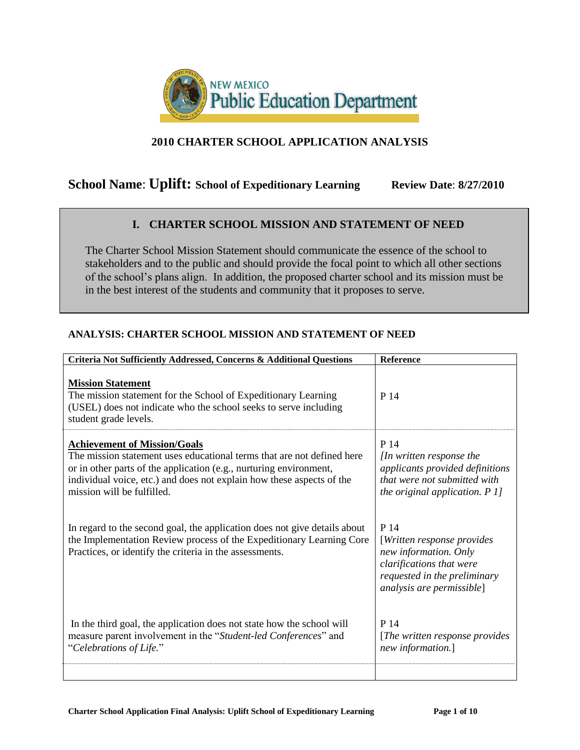NEW MEXICO Public Education Department

# 2010 CHARTER SCHOOL APPLICATION ANALYSIS

**School Name**: **Uplift: School of Expeditionary Learning** **Review Date**: **8/27/2010**

## I. CHARTER SCHOOL MISSION AND STATEMENT OF NEED

The Charter School Mission Statement should communicate the essence of the school to stakeholders and to the public and should provide the focal point to which all other sections of the school's plans align. In addition, the proposed charter school and its mission must be in the best interest of the students and community that it proposes to serve.

### ANALYSIS: CHARTER SCHOOL MISSION AND STATEMENT OF NEED

| Criteria Not Sufficiently Addressed, Concerns & Additional Questions | Reference |
|---|---|
| **Mission Statement**<br>The mission statement for the School of Expeditionary Learning (USEL) does not indicate who the school seeks to serve including student grade levels. | P 14 |
| **Achievement of Mission/Goals**<br>The mission statement uses educational terms that are not defined here or in other parts of the application (e.g., nurturing environment, individual voice, etc.) and does not explain how these aspects of the mission will be fulfilled. | P 14<br>*[In written response the applicants provided definitions that were not submitted with the original application. P 1]* |
| In regard to the second goal, the application does not give details about the Implementation Review process of the Expeditionary Learning Core Practices, or identify the criteria in the assessments. | P 14<br>[*Written response provides new information. Only clarifications that were requested in the preliminary analysis are permissible*] |
| In the third goal, the application does not state how the school will measure parent involvement in the "*Student-led Conferences*" and "*Celebrations of Life.*" | P 14<br>[*The written response provides new information.*] |
| | |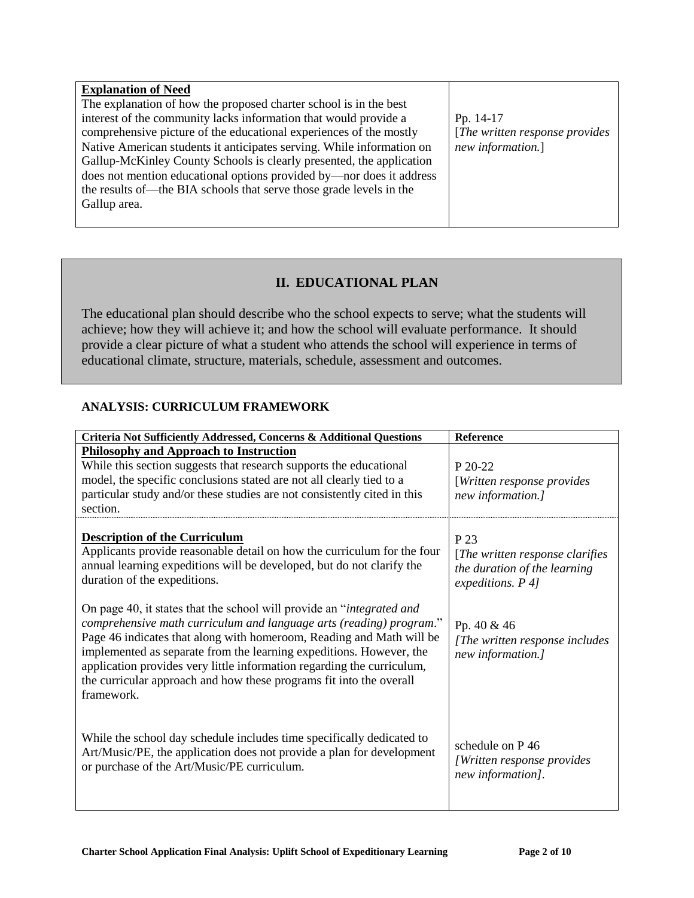| | |
|---|---|
| **Explanation of Need**<br>The explanation of how the proposed charter school is in the best interest of the community lacks information that would provide a comprehensive picture of the educational experiences of the mostly Native American students it anticipates serving. While information on Gallup-McKinley County Schools is clearly presented, the application does not mention educational options provided by—nor does it address the results of—the BIA schools that serve those grade levels in the Gallup area. | Pp. 14-17<br>[*The written response provides new information.*] |

## II. EDUCATIONAL PLAN

The educational plan should describe who the school expects to serve; what the students will achieve; how they will achieve it; and how the school will evaluate performance. It should provide a clear picture of what a student who attends the school will experience in terms of educational climate, structure, materials, schedule, assessment and outcomes.

### ANALYSIS: CURRICULUM FRAMEWORK

| Criteria Not Sufficiently Addressed, Concerns & Additional Questions | Reference |
|---|---|
| **Philosophy and Approach to Instruction**<br>While this section suggests that research supports the educational model, the specific conclusions stated are not all clearly tied to a particular study and/or these studies are not consistently cited in this section. | P 20-22<br>[*Written response provides new information.]* |
| **Description of the Curriculum**<br>Applicants provide reasonable detail on how the curriculum for the four annual learning expeditions will be developed, but do not clarify the duration of the expeditions.<br><br>On page 40, it states that the school will provide an "*integrated and comprehensive math curriculum and language arts (reading) program*." Page 46 indicates that along with homeroom, Reading and Math will be implemented as separate from the learning expeditions. However, the application provides very little information regarding the curriculum, the curricular approach and how these programs fit into the overall framework.<br><br>While the school day schedule includes time specifically dedicated to Art/Music/PE, the application does not provide a plan for development or purchase of the Art/Music/PE curriculum. | P 23<br>[*The written response clarifies the duration of the learning expeditions. P 4]*<br><br>Pp. 40 & 46<br>*[The written response includes new information.]*<br><br>schedule on P 46<br>*[Written response provides new information]*. |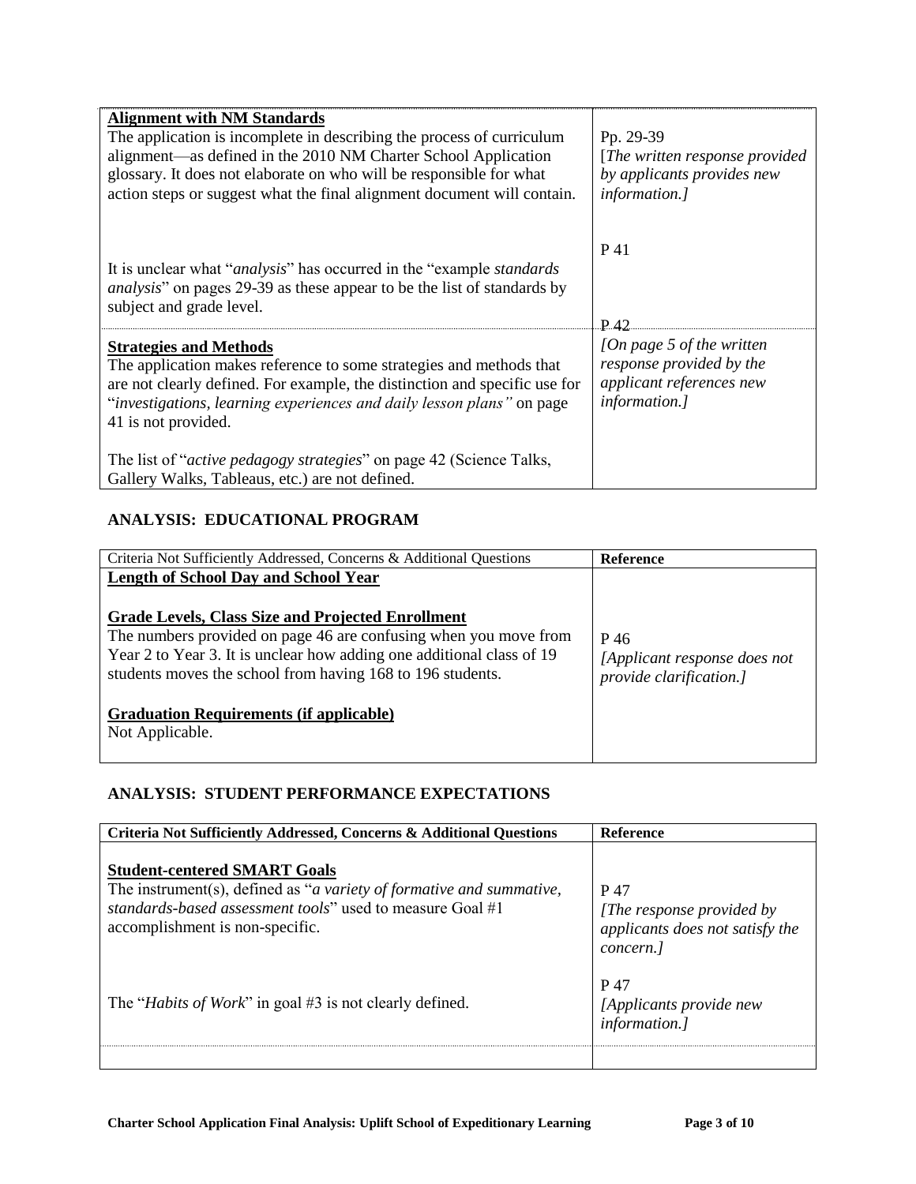| | |
|---|---|
| **Alignment with NM Standards**<br>The application is incomplete in describing the process of curriculum alignment—as defined in the 2010 NM Charter School Application glossary. It does not elaborate on who will be responsible for what action steps or suggest what the final alignment document will contain.<br><br>It is unclear what "*analysis*" has occurred in the "example *standards analysis*" on pages 29-39 as these appear to be the list of standards by subject and grade level. | Pp. 29-39<br>[*The written response provided by applicants provides new information.]*<br><br>P 41<br><br>P 42 |
| **Strategies and Methods**<br>The application makes reference to some strategies and methods that are not clearly defined. For example, the distinction and specific use for "*investigations, learning experiences and daily lesson plans"* on page 41 is not provided.<br><br>The list of "*active pedagogy strategies*" on page 42 (Science Talks, Gallery Walks, Tableaus, etc.) are not defined. | *[On page 5 of the written response provided by the applicant references new information.]* |

## ANALYSIS: EDUCATIONAL PROGRAM

| Criteria Not Sufficiently Addressed, Concerns & Additional Questions | **Reference** |
|---|---|
| **Length of School Day and School Year**<br><br>**Grade Levels, Class Size and Projected Enrollment**<br>The numbers provided on page 46 are confusing when you move from Year 2 to Year 3. It is unclear how adding one additional class of 19 students moves the school from having 168 to 196 students.<br><br>**Graduation Requirements (if applicable)**<br>Not Applicable. | P 46<br>*[Applicant response does not provide clarification.]* |

## ANALYSIS: STUDENT PERFORMANCE EXPECTATIONS

| **Criteria Not Sufficiently Addressed, Concerns & Additional Questions** | **Reference** |
|---|---|
| **Student-centered SMART Goals**<br>The instrument(s), defined as "*a variety of formative and summative, standards-based assessment tools*" used to measure Goal #1 accomplishment is non-specific.<br><br>The "*Habits of Work*" in goal #3 is not clearly defined. | P 47<br>*[The response provided by applicants does not satisfy the concern.]*<br><br>P 47<br>*[Applicants provide new information.]* |
| | |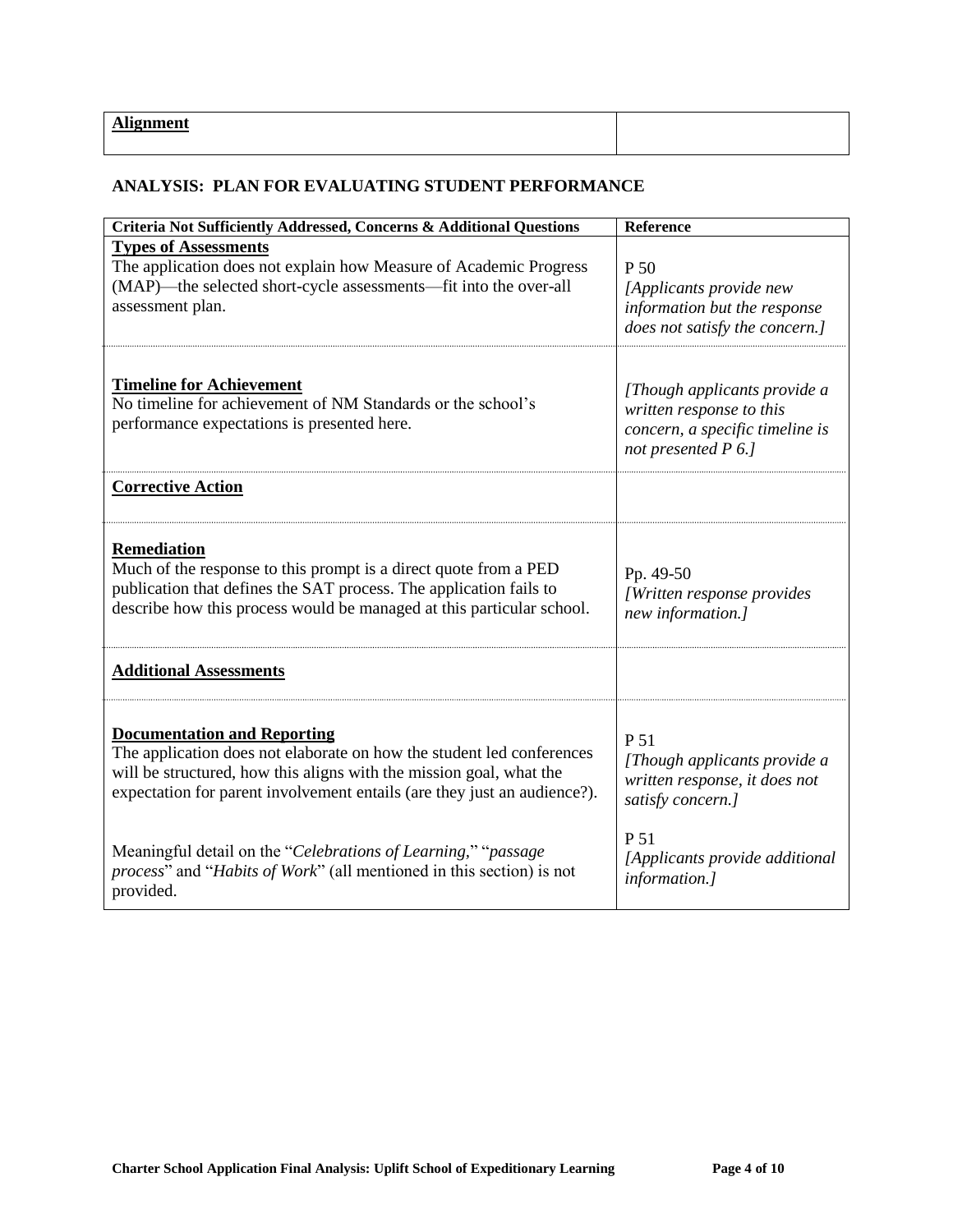| **Alignment** | |
|---|---|

## ANALYSIS: PLAN FOR EVALUATING STUDENT PERFORMANCE

| Criteria Not Sufficiently Addressed, Concerns & Additional Questions | Reference |
|---|---|
| **Types of Assessments**<br>The application does not explain how Measure of Academic Progress (MAP)—the selected short-cycle assessments—fit into the over-all assessment plan. | P 50<br>*[Applicants provide new information but the response does not satisfy the concern.]* |
| **Timeline for Achievement**<br>No timeline for achievement of NM Standards or the school's performance expectations is presented here. | *[Though applicants provide a written response to this concern, a specific timeline is not presented P 6.]* |
| **Corrective Action** | |
| **Remediation**<br>Much of the response to this prompt is a direct quote from a PED publication that defines the SAT process. The application fails to describe how this process would be managed at this particular school. | Pp. 49-50<br>*[Written response provides new information.]* |
| **Additional Assessments** | |
| **Documentation and Reporting**<br>The application does not elaborate on how the student led conferences will be structured, how this aligns with the mission goal, what the expectation for parent involvement entails (are they just an audience?). | P 51<br>*[Though applicants provide a written response, it does not satisfy concern.]* |
| Meaningful detail on the "*Celebrations of Learning*," "*passage process*" and "*Habits of Work*" (all mentioned in this section) is not provided. | P 51<br>*[Applicants provide additional information.]* |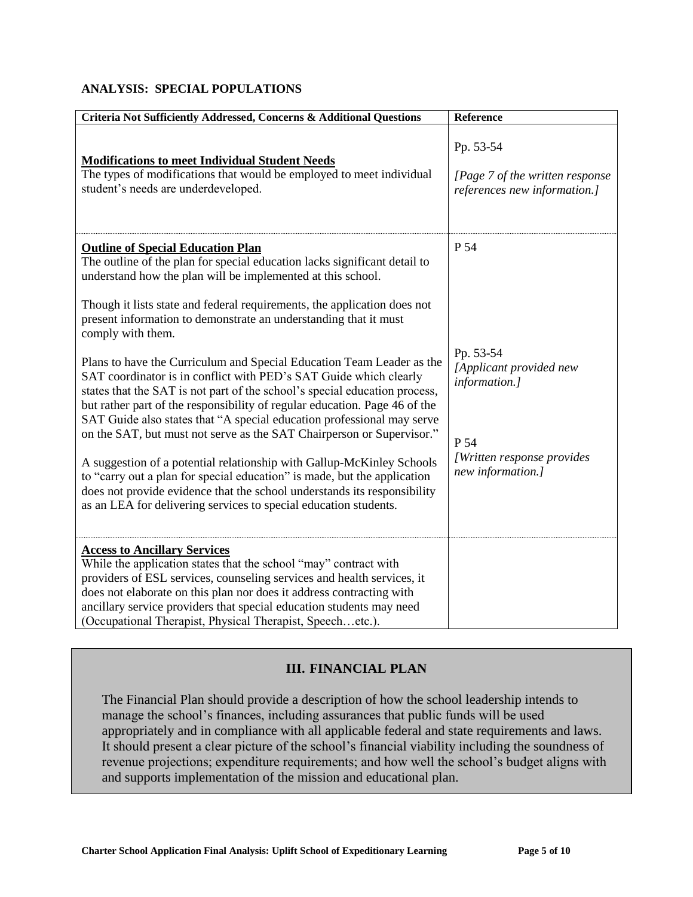**ANALYSIS: SPECIAL POPULATIONS**

| Criteria Not Sufficiently Addressed, Concerns & Additional Questions | Reference |
|---|---|
| **Modifications to meet Individual Student Needs**<br>The types of modifications that would be employed to meet individual student's needs are underdeveloped. | Pp. 53-54<br><br>*[Page 7 of the written response references new information.]* |
| **Outline of Special Education Plan**<br>The outline of the plan for special education lacks significant detail to understand how the plan will be implemented at this school.<br><br>Though it lists state and federal requirements, the application does not present information to demonstrate an understanding that it must comply with them.<br><br>Plans to have the Curriculum and Special Education Team Leader as the SAT coordinator is in conflict with PED's SAT Guide which clearly states that the SAT is not part of the school's special education process, but rather part of the responsibility of regular education. Page 46 of the SAT Guide also states that "A special education professional may serve on the SAT, but must not serve as the SAT Chairperson or Supervisor."<br><br>A suggestion of a potential relationship with Gallup-McKinley Schools to "carry out a plan for special education" is made, but the application does not provide evidence that the school understands its responsibility as an LEA for delivering services to special education students. | P 54<br><br>Pp. 53-54<br>*[Applicant provided new information.]*<br><br>P 54<br>*[Written response provides new information.]* |
| **Access to Ancillary Services**<br>While the application states that the school "may" contract with providers of ESL services, counseling services and health services, it does not elaborate on this plan nor does it address contracting with ancillary service providers that special education students may need (Occupational Therapist, Physical Therapist, Speech…etc.). | |

## III. FINANCIAL PLAN

The Financial Plan should provide a description of how the school leadership intends to manage the school's finances, including assurances that public funds will be used appropriately and in compliance with all applicable federal and state requirements and laws. It should present a clear picture of the school's financial viability including the soundness of revenue projections; expenditure requirements; and how well the school's budget aligns with and supports implementation of the mission and educational plan.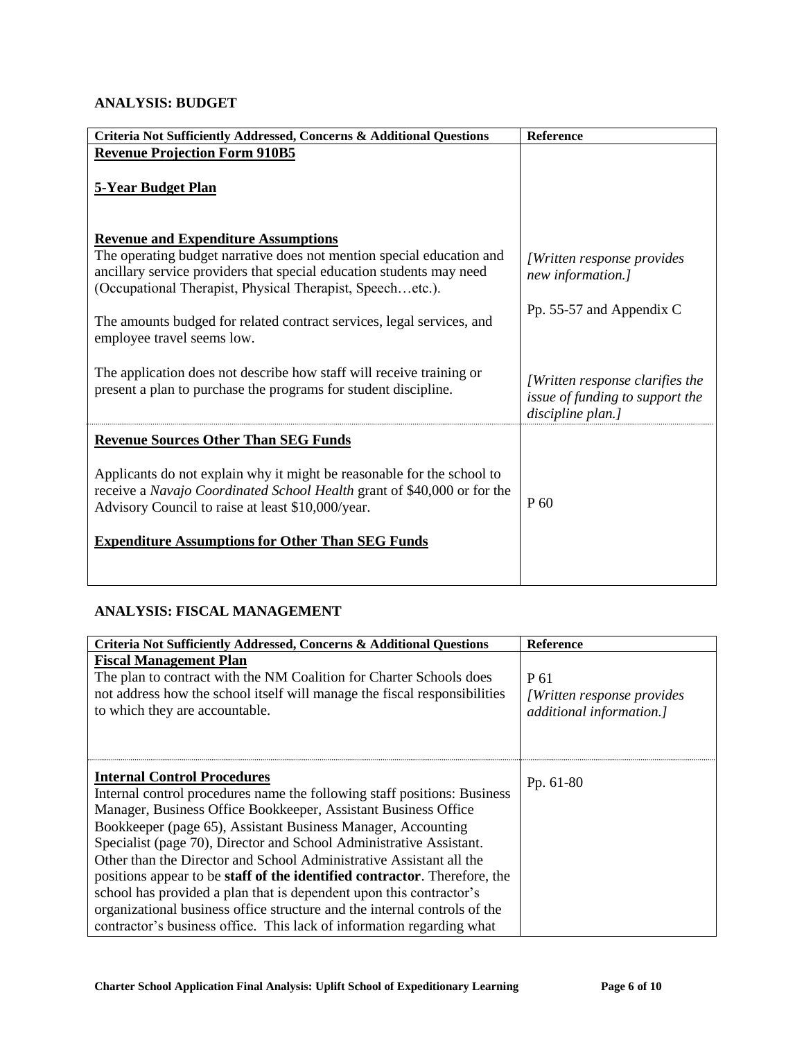## ANALYSIS: BUDGET

| Criteria Not Sufficiently Addressed, Concerns & Additional Questions | Reference |
|---|---|
| **Revenue Projection Form 910B5**<br><br>**5-Year Budget Plan**<br><br>**Revenue and Expenditure Assumptions**<br>The operating budget narrative does not mention special education and ancillary service providers that special education students may need (Occupational Therapist, Physical Therapist, Speech…etc.).<br><br>The amounts budged for related contract services, legal services, and employee travel seems low.<br><br>The application does not describe how staff will receive training or present a plan to purchase the programs for student discipline. | *[Written response provides new information.]*<br><br>Pp. 55-57 and Appendix C<br><br>*[Written response clarifies the issue of funding to support the discipline plan.]* |
| **Revenue Sources Other Than SEG Funds**<br><br>Applicants do not explain why it might be reasonable for the school to receive a *Navajo Coordinated School Health* grant of $40,000 or for the Advisory Council to raise at least $10,000/year.<br><br>**Expenditure Assumptions for Other Than SEG Funds** | P 60 |

## ANALYSIS: FISCAL MANAGEMENT

| Criteria Not Sufficiently Addressed, Concerns & Additional Questions | Reference |
|---|---|
| **Fiscal Management Plan**<br>The plan to contract with the NM Coalition for Charter Schools does not address how the school itself will manage the fiscal responsibilities to which they are accountable. | P 61<br>*[Written response provides additional information.]* |
| **Internal Control Procedures**<br>Internal control procedures name the following staff positions: Business Manager, Business Office Bookkeeper, Assistant Business Office Bookkeeper (page 65), Assistant Business Manager, Accounting Specialist (page 70), Director and School Administrative Assistant. Other than the Director and School Administrative Assistant all the positions appear to be **staff of the identified contractor**. Therefore, the school has provided a plan that is dependent upon this contractor's organizational business office structure and the internal controls of the contractor's business office. This lack of information regarding what | Pp. 61-80 |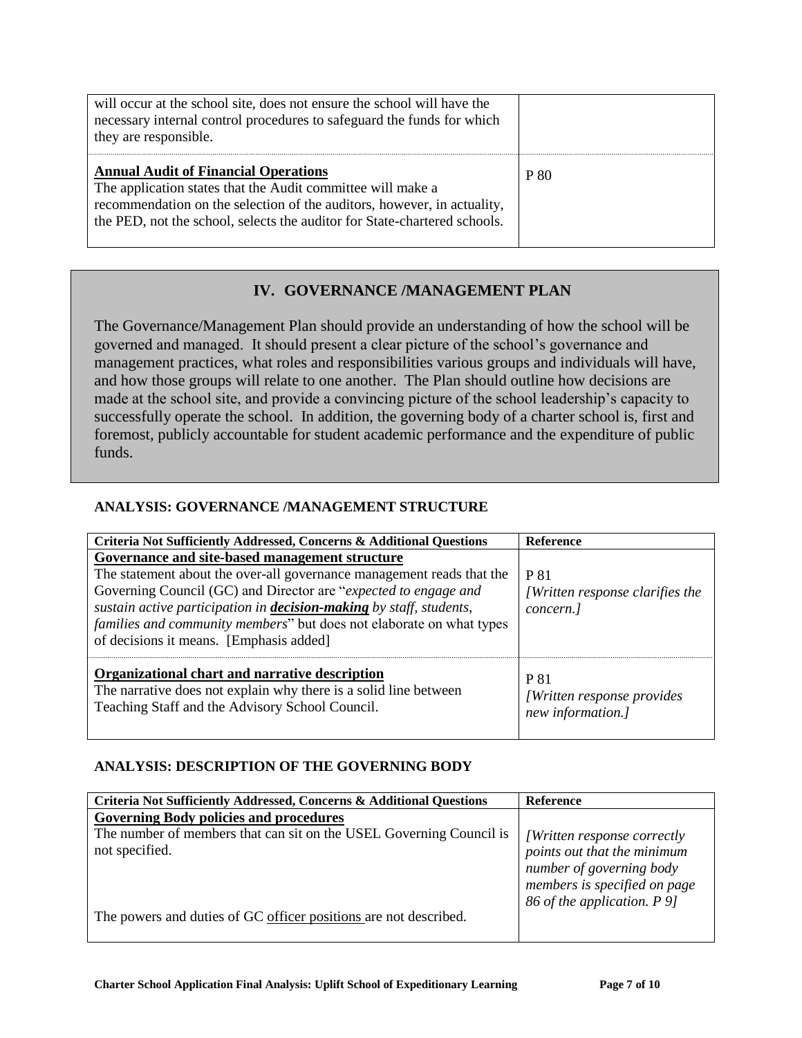| | |
|---|---|
| will occur at the school site, does not ensure the school will have the necessary internal control procedures to safeguard the funds for which they are responsible. | |
| **Annual Audit of Financial Operations**<br>The application states that the Audit committee will make a recommendation on the selection of the auditors, however, in actuality, the PED, not the school, selects the auditor for State-chartered schools. | P 80 |

## IV. GOVERNANCE /MANAGEMENT PLAN

The Governance/Management Plan should provide an understanding of how the school will be governed and managed. It should present a clear picture of the school's governance and management practices, what roles and responsibilities various groups and individuals will have, and how those groups will relate to one another. The Plan should outline how decisions are made at the school site, and provide a convincing picture of the school leadership's capacity to successfully operate the school. In addition, the governing body of a charter school is, first and foremost, publicly accountable for student academic performance and the expenditure of public funds.

### ANALYSIS: GOVERNANCE /MANAGEMENT STRUCTURE

| Criteria Not Sufficiently Addressed, Concerns & Additional Questions | Reference |
|---|---|
| **Governance and site-based management structure**<br>The statement about the over-all governance management reads that the Governing Council (GC) and Director are "*expected to engage and sustain active participation in **decision-making** by staff, students, families and community members*" but does not elaborate on what types of decisions it means. [Emphasis added] | P 81<br>*[Written response clarifies the concern.]* |
| **Organizational chart and narrative description**<br>The narrative does not explain why there is a solid line between Teaching Staff and the Advisory School Council. | P 81<br>*[Written response provides new information.]* |

### ANALYSIS: DESCRIPTION OF THE GOVERNING BODY

| Criteria Not Sufficiently Addressed, Concerns & Additional Questions | Reference |
|---|---|
| **Governing Body policies and procedures**<br>The number of members that can sit on the USEL Governing Council is not specified.<br><br>The powers and duties of GC officer positions are not described. | *[Written response correctly points out that the minimum number of governing body members is specified on page 86 of the application. P 9]* |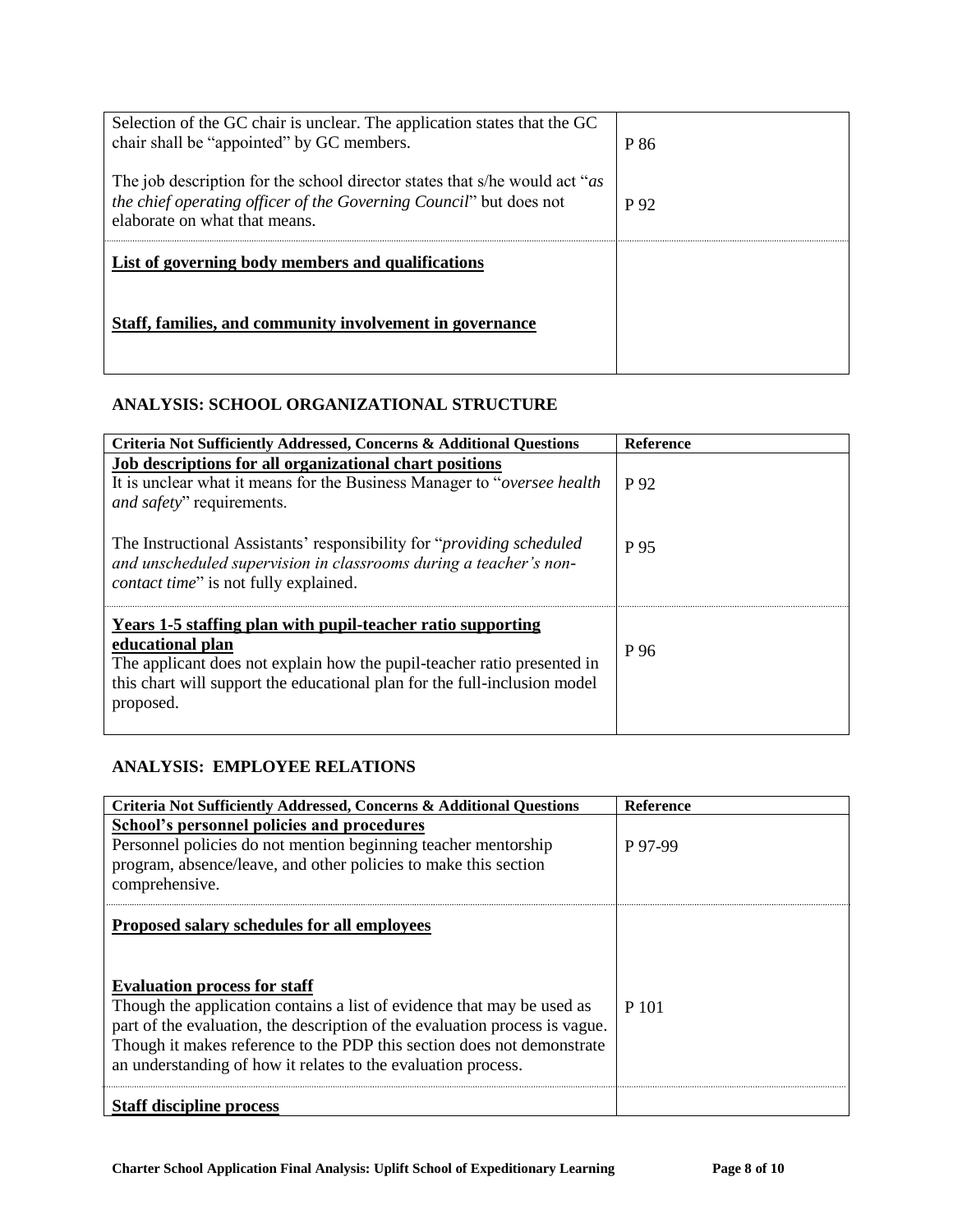| | |
|---|---|
| Selection of the GC chair is unclear. The application states that the GC chair shall be "appointed" by GC members. | P 86 |
| The job description for the school director states that s/he would act "*as the chief operating officer of the Governing Council*" but does not elaborate on what that means. | P 92 |
| **List of governing body members and qualifications** | |
| **Staff, families, and community involvement in governance** | |

### ANALYSIS: SCHOOL ORGANIZATIONAL STRUCTURE

| Criteria Not Sufficiently Addressed, Concerns & Additional Questions | Reference |
|---|---|
| **Job descriptions for all organizational chart positions**<br>It is unclear what it means for the Business Manager to "*oversee health and safety*" requirements. | P 92 |
| The Instructional Assistants' responsibility for "*providing scheduled and unscheduled supervision in classrooms during a teacher's non-contact time*" is not fully explained. | P 95 |
| **Years 1-5 staffing plan with pupil-teacher ratio supporting educational plan**<br>The applicant does not explain how the pupil-teacher ratio presented in this chart will support the educational plan for the full-inclusion model proposed. | P 96 |

### ANALYSIS: EMPLOYEE RELATIONS

| Criteria Not Sufficiently Addressed, Concerns & Additional Questions | Reference |
|---|---|
| **School's personnel policies and procedures**<br>Personnel policies do not mention beginning teacher mentorship program, absence/leave, and other policies to make this section comprehensive. | P 97-99 |
| **Proposed salary schedules for all employees** | |
| **Evaluation process for staff**<br>Though the application contains a list of evidence that may be used as part of the evaluation, the description of the evaluation process is vague. Though it makes reference to the PDP this section does not demonstrate an understanding of how it relates to the evaluation process. | P 101 |
| **Staff discipline process** | |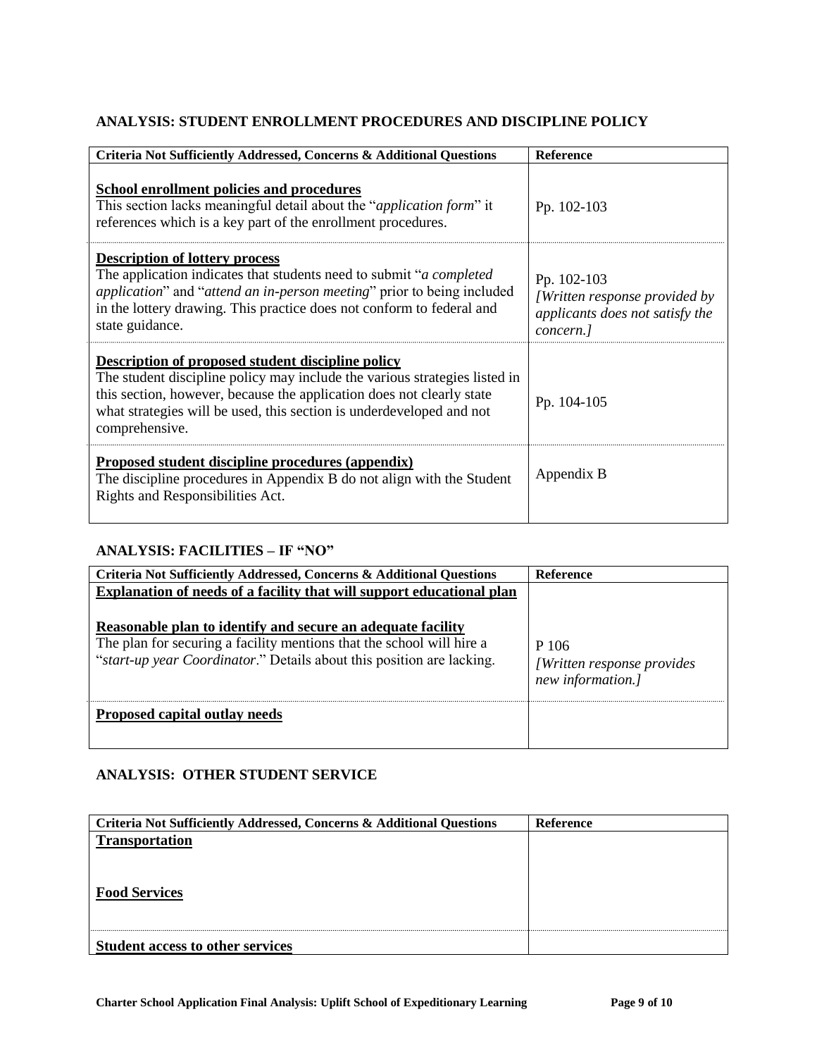## ANALYSIS: STUDENT ENROLLMENT PROCEDURES AND DISCIPLINE POLICY

| Criteria Not Sufficiently Addressed, Concerns & Additional Questions | Reference |
|---|---|
| **School enrollment policies and procedures**<br>This section lacks meaningful detail about the "*application form*" it references which is a key part of the enrollment procedures. | Pp. 102-103 |
| **Description of lottery process**<br>The application indicates that students need to submit "*a completed application*" and "*attend an in-person meeting*" prior to being included in the lottery drawing. This practice does not conform to federal and state guidance. | Pp. 102-103<br>*[Written response provided by applicants does not satisfy the concern.]* |
| **Description of proposed student discipline policy**<br>The student discipline policy may include the various strategies listed in this section, however, because the application does not clearly state what strategies will be used, this section is underdeveloped and not comprehensive. | Pp. 104-105 |
| **Proposed student discipline procedures (appendix)**<br>The discipline procedures in Appendix B do not align with the Student Rights and Responsibilities Act. | Appendix B |

## ANALYSIS: FACILITIES – IF "NO"

| Criteria Not Sufficiently Addressed, Concerns & Additional Questions | Reference |
|---|---|
| **Explanation of needs of a facility that will support educational plan**<br><br>**Reasonable plan to identify and secure an adequate facility**<br>The plan for securing a facility mentions that the school will hire a "*start-up year Coordinator*." Details about this position are lacking. | P 106<br>*[Written response provides new information.]* |
| **Proposed capital outlay needs** | |

## ANALYSIS: OTHER STUDENT SERVICE

| Criteria Not Sufficiently Addressed, Concerns & Additional Questions | Reference |
|---|---|
| **Transportation**<br><br>**Food Services** | |
| **Student access to other services** | |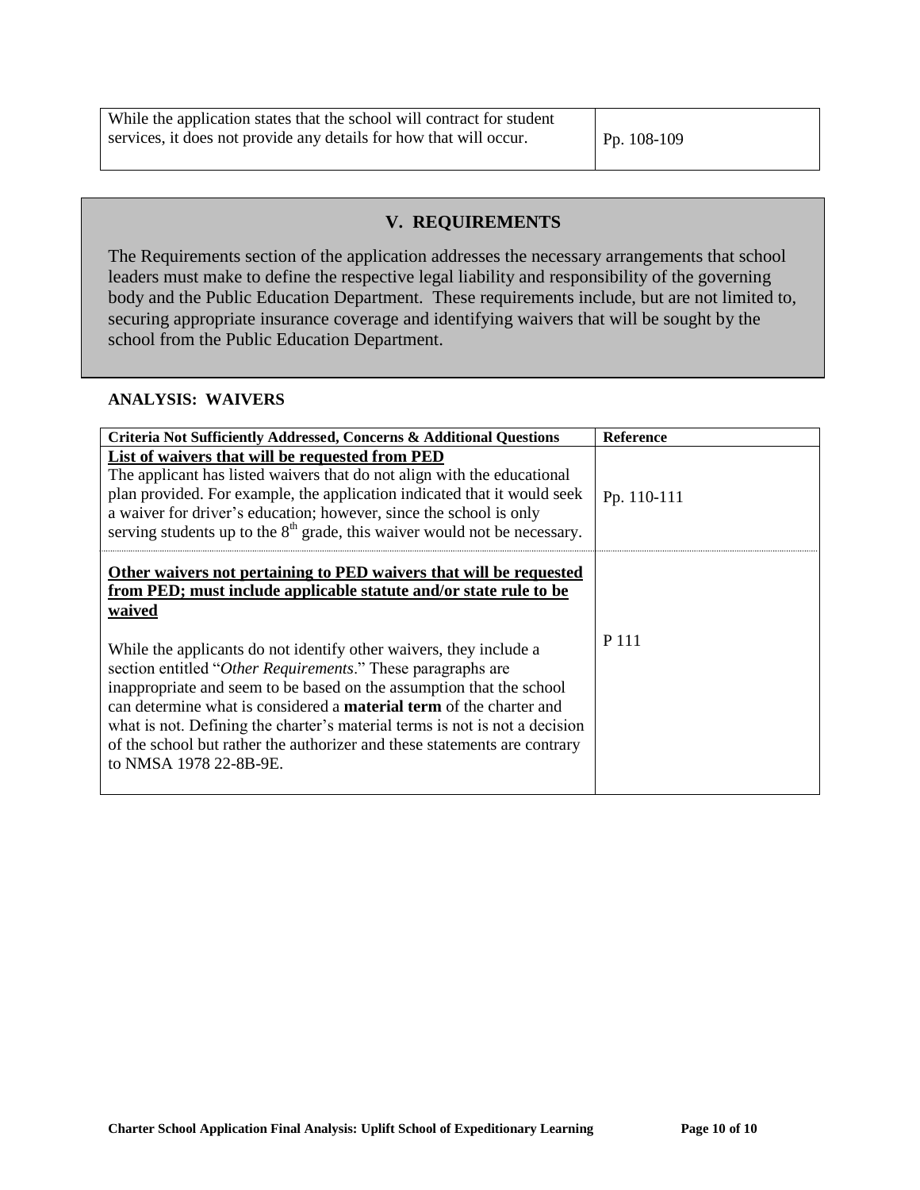| | |
|---|---|
| While the application states that the school will contract for student services, it does not provide any details for how that will occur. | Pp. 108-109 |

## V. REQUIREMENTS

The Requirements section of the application addresses the necessary arrangements that school leaders must make to define the respective legal liability and responsibility of the governing body and the Public Education Department. These requirements include, but are not limited to, securing appropriate insurance coverage and identifying waivers that will be sought by the school from the Public Education Department.

### ANALYSIS: WAIVERS

| Criteria Not Sufficiently Addressed, Concerns & Additional Questions | Reference |
|---|---|
| **List of waivers that will be requested from PED**<br>The applicant has listed waivers that do not align with the educational plan provided. For example, the application indicated that it would seek a waiver for driver's education; however, since the school is only serving students up to the 8th grade, this waiver would not be necessary. | Pp. 110-111 |
| **Other waivers not pertaining to PED waivers that will be requested from PED; must include applicable statute and/or state rule to be waived**<br><br>While the applicants do not identify other waivers, they include a section entitled "*Other Requirements*." These paragraphs are inappropriate and seem to be based on the assumption that the school can determine what is considered a **material term** of the charter and what is not. Defining the charter's material terms is not is not a decision of the school but rather the authorizer and these statements are contrary to NMSA 1978 22-8B-9E. | P 111 |